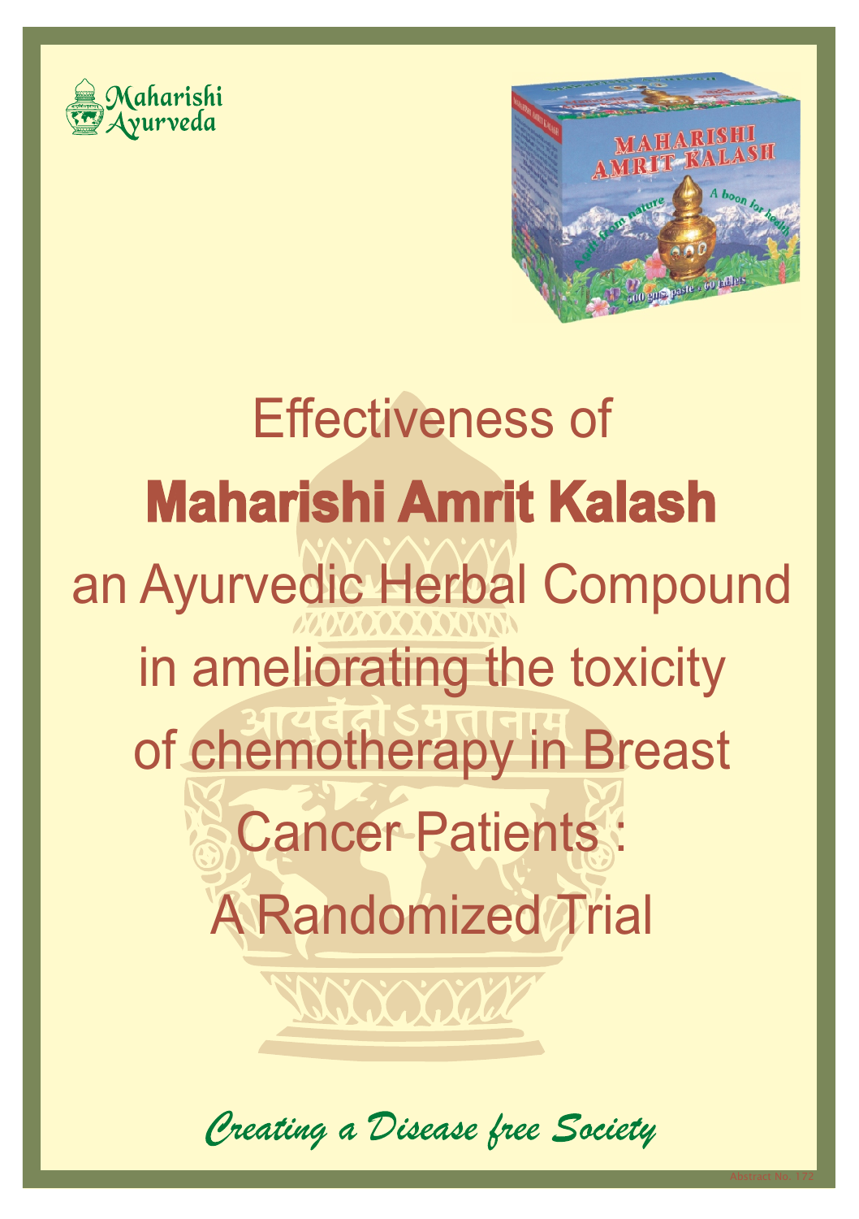Maharishi Ayurveda

# Effectiveness of **Maharishi Amrit Kalash** an Ayurvedic Herbal Compound in ameliorating the toxicity of chemotherapy in Breast Cancer Patients : A Randomized Trial

*Creating a Disease free Society*

Abstract No. 172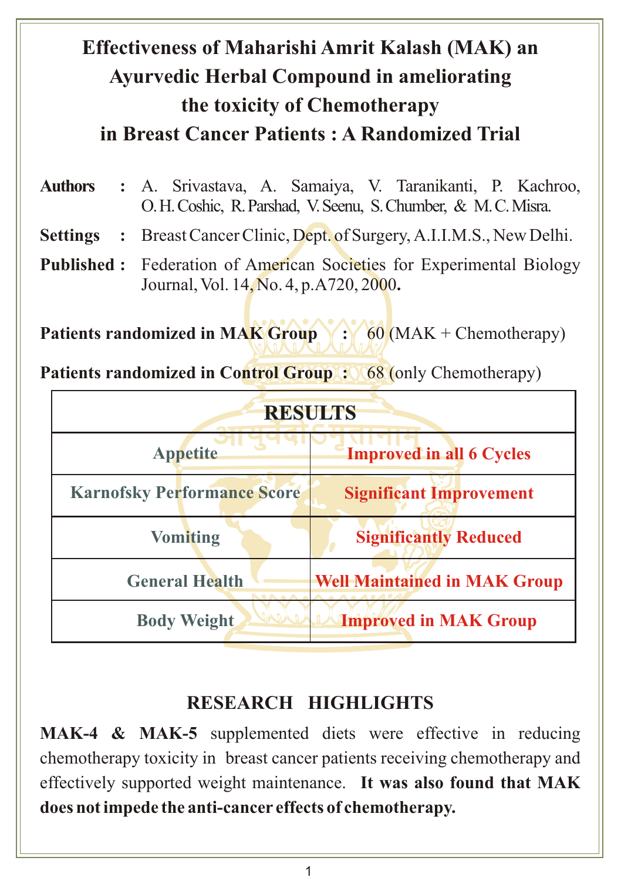# Effectiveness of Maharishi Amrit Kalash (MAK) an Ayurvedic Herbal Compound in ameliorating the toxicity of Chemotherapy in Breast Cancer Patients : A Randomized Trial

**Authors** : A. Srivastava, A. Samaiya, V. Taranikanti, P. Kachroo, O.H. Coshic, R. Parshad, V. Seenu, S. Chumber, & M.C. Misra.

**Settings** : Breast Cancer Clinic, Dept. of Surgery, A.I.I.M.S., New Delhi.

**Published :** Federation of American Societies for Experimental Biology Journal, Vol. 14, No. 4, p.A720, 2000**.**

**Patients randomized in MAK Group** : 60 (MAK + Chemotherapy)

**Patients randomized in Control Group** : 68 (only Chemotherapy)

| RESULTS | |
|---|---|
| Appetite | **Improved in all 6 Cycles** |
| Karnofsky Performance Score | **Significant Improvement** |
| Vomiting | **Significantly Reduced** |
| General Health | **Well Maintained in MAK Group** |
| Body Weight | **Improved in MAK Group** |

## RESEARCH HIGHLIGHTS

**MAK-4 & MAK-5** supplemented diets were effective in reducing chemotherapy toxicity in breast cancer patients receiving chemotherapy and effectively supported weight maintenance. **It was also found that MAK does not impede the anti-cancer effects of chemotherapy.**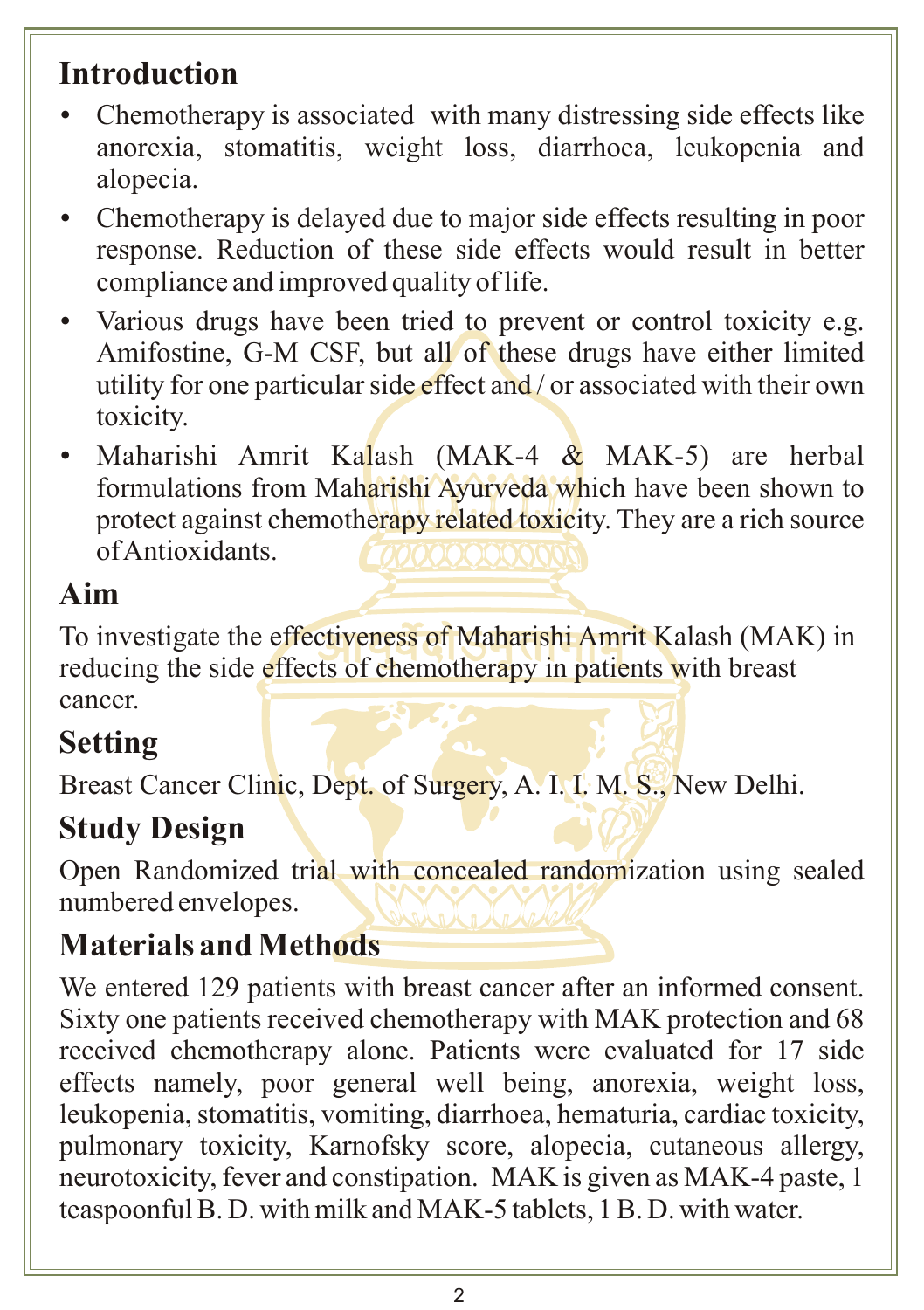## Introduction

- Chemotherapy is associated with many distressing side effects like anorexia, stomatitis, weight loss, diarrhoea, leukopenia and alopecia.
- Chemotherapy is delayed due to major side effects resulting in poor response. Reduction of these side effects would result in better compliance and improved quality of life.
- Various drugs have been tried to prevent or control toxicity e.g. Amifostine, G-M CSF, but all of these drugs have either limited utility for one particular side effect and / or associated with their own toxicity.
- Maharishi Amrit Kalash (MAK-4 & MAK-5) are herbal formulations from Maharishi Ayurveda which have been shown to protect against chemotherapy related toxicity. They are a rich source of Antioxidants.

## Aim

To investigate the effectiveness of Maharishi Amrit Kalash (MAK) in reducing the side effects of chemotherapy in patients with breast cancer.

## Setting

Breast Cancer Clinic, Dept. of Surgery, A. I. I. M. S., New Delhi.

## Study Design

Open Randomized trial with concealed randomization using sealed numbered envelopes.

## Materials and Methods

We entered 129 patients with breast cancer after an informed consent. Sixty one patients received chemotherapy with MAK protection and 68 received chemotherapy alone. Patients were evaluated for 17 side effects namely, poor general well being, anorexia, weight loss, leukopenia, stomatitis, vomiting, diarrhoea, hematuria, cardiac toxicity, pulmonary toxicity, Karnofsky score, alopecia, cutaneous allergy, neurotoxicity, fever and constipation. MAK is given as MAK-4 paste, 1 teaspoonful B. D. with milk and MAK-5 tablets, 1 B. D. with water.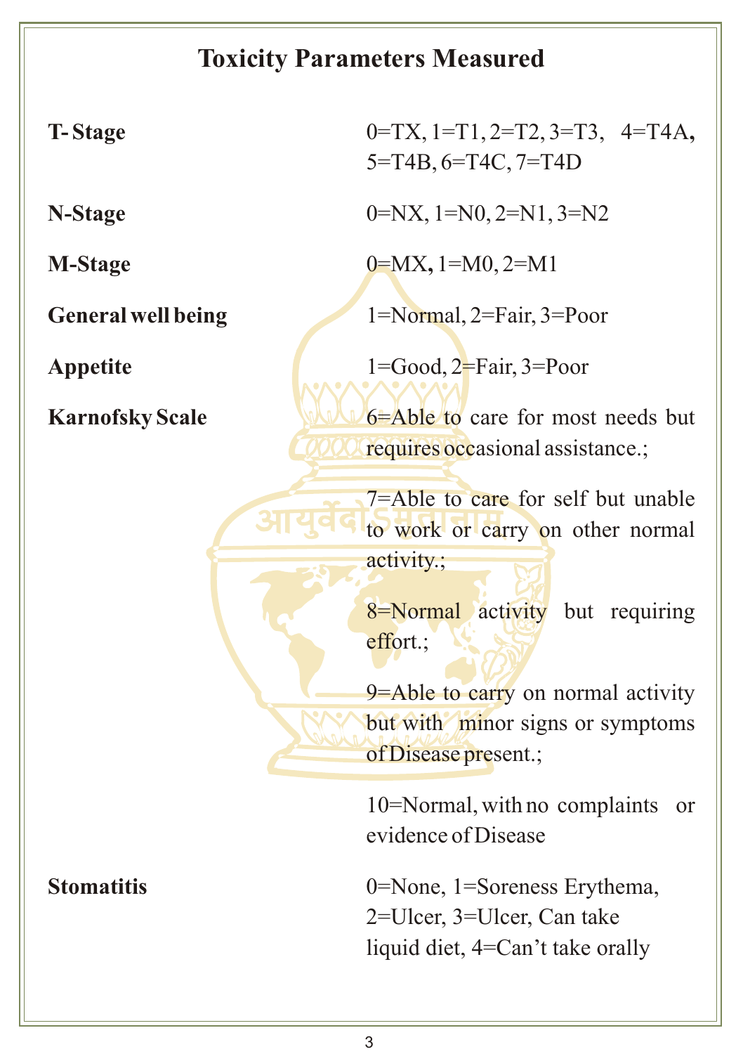## Toxicity Parameters Measured

| | |
|---|---|
| **T- Stage** | 0=TX, 1=T1, 2=T2, 3=T3, 4=T4A, 5=T4B, 6=T4C, 7=T4D |
| **N-Stage** | 0=NX, 1=N0, 2=N1, 3=N2 |
| **M-Stage** | 0=MX, 1=M0, 2=M1 |
| **General well being** | 1=Normal, 2=Fair, 3=Poor |
| **Appetite** | 1=Good, 2=Fair, 3=Poor |
| **Karnofsky Scale** | 6=Able to care for most needs but requires occasional assistance.; 7=Able to care for self but unable to work or carry on other normal activity.; 8=Normal activity but requiring effort.; 9=Able to carry on normal activity but with minor signs or symptoms of Disease present.; 10=Normal, with no complaints or evidence of Disease |
| **Stomatitis** | 0=None, 1=Soreness Erythema, 2=Ulcer, 3=Ulcer, Can take liquid diet, 4=Can't take orally |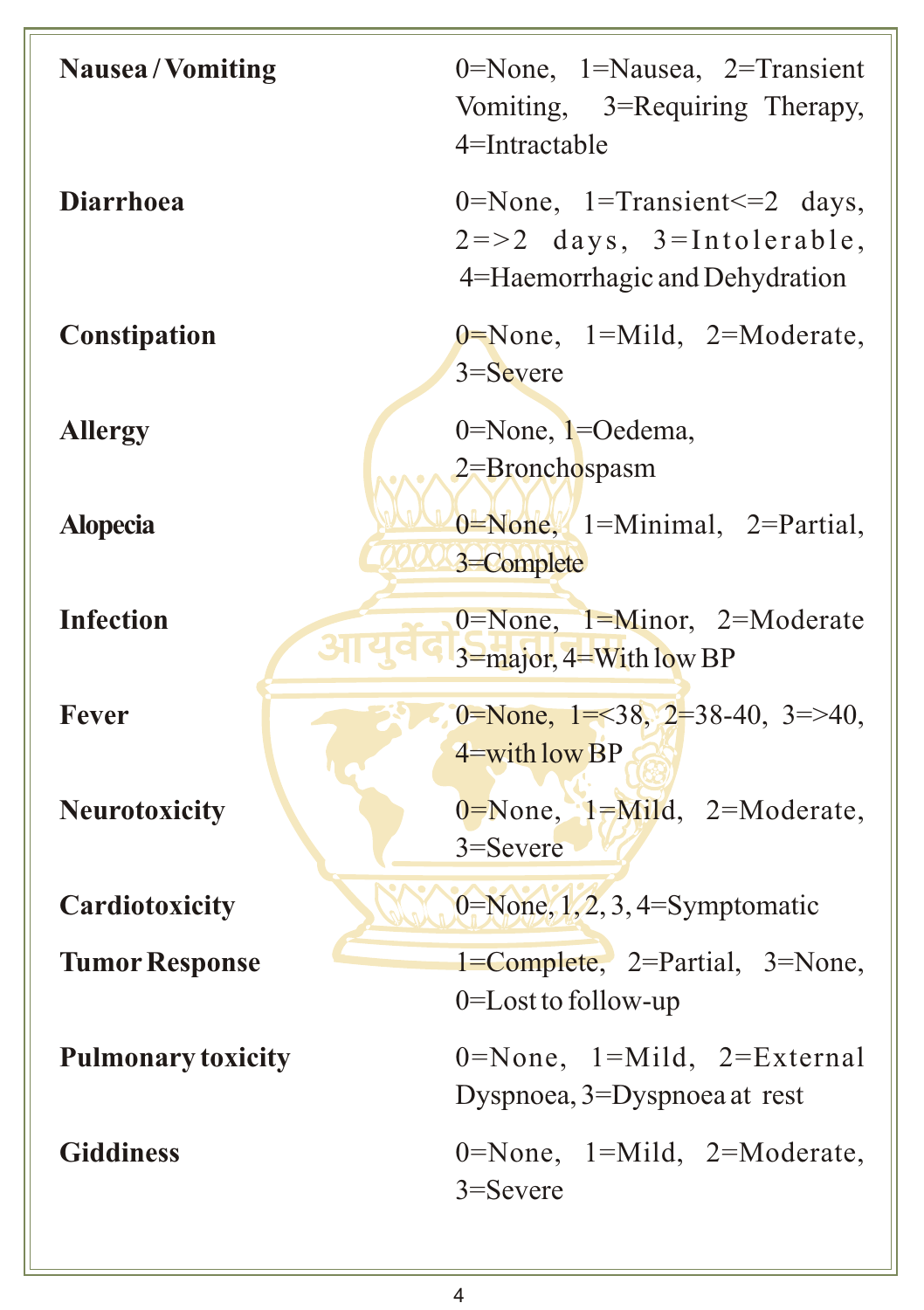| | |
|---|---|
| **Nausea / Vomiting** | 0=None, 1=Nausea, 2=Transient Vomiting, 3=Requiring Therapy, 4=Intractable |
| **Diarrhoea** | 0=None, 1=Transient<=2 days, 2=>2 days, 3=Intolerable, 4=Haemorrhagic and Dehydration |
| **Constipation** | 0=None, 1=Mild, 2=Moderate, 3=Severe |
| **Allergy** | 0=None, 1=Oedema, 2=Bronchospasm |
| **Alopecia** | 0=None, 1=Minimal, 2=Partial, 3=Complete |
| **Infection** | 0=None, 1=Minor, 2=Moderate 3=major, 4=With low BP |
| **Fever** | 0=None, 1=<38, 2=38-40, 3=>40, 4=with low BP |
| **Neurotoxicity** | 0=None, 1=Mild, 2=Moderate, 3=Severe |
| **Cardiotoxicity** | 0=None, 1, 2, 3, 4=Symptomatic |
| **Tumor Response** | 1=Complete, 2=Partial, 3=None, 0=Lost to follow-up |
| **Pulmonary toxicity** | 0=None, 1=Mild, 2=External Dyspnoea, 3=Dyspnoea at rest |
| **Giddiness** | 0=None, 1=Mild, 2=Moderate, 3=Severe |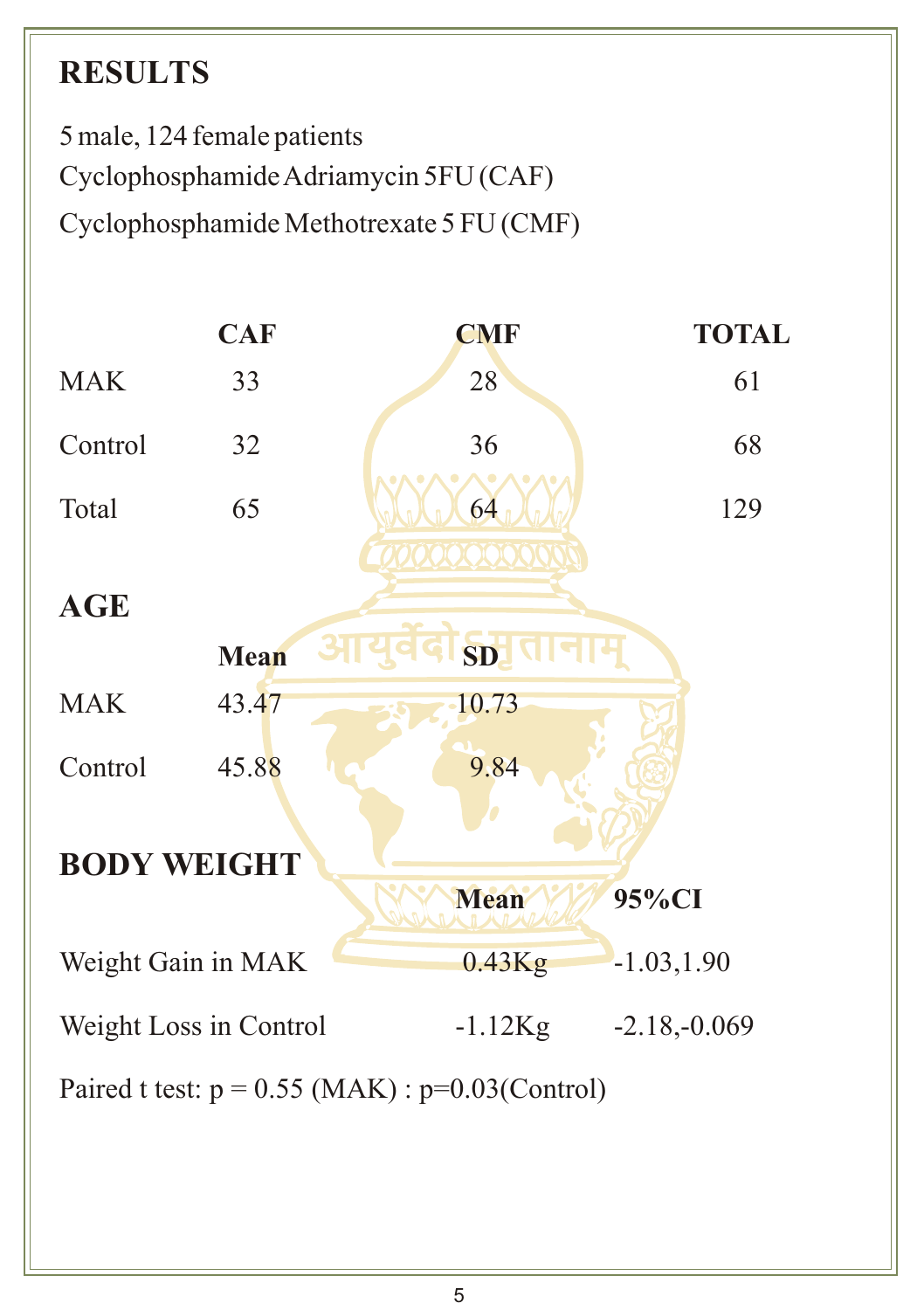## RESULTS

5 male, 124 female patients

Cyclophosphamide Adriamycin 5FU (CAF)

Cyclophosphamide Methotrexate 5 FU (CMF)

| | CAF | CMF | TOTAL |
|---|---|---|---|
| MAK | 33 | 28 | 61 |
| Control | 32 | 36 | 68 |
| Total | 65 | 64 | 129 |

## AGE

| | Mean | SD |
|---|---|---|
| MAK | 43.47 | 10.73 |
| Control | 45.88 | 9.84 |

## BODY WEIGHT

| | Mean | 95%CI |
|---|---|---|
| Weight Gain in MAK | 0.43Kg | -1.03,1.90 |
| Weight Loss in Control | -1.12Kg | -2.18,-0.069 |

Paired t test: $p = 0.55$ (MAK) : $p=0.03$(Control)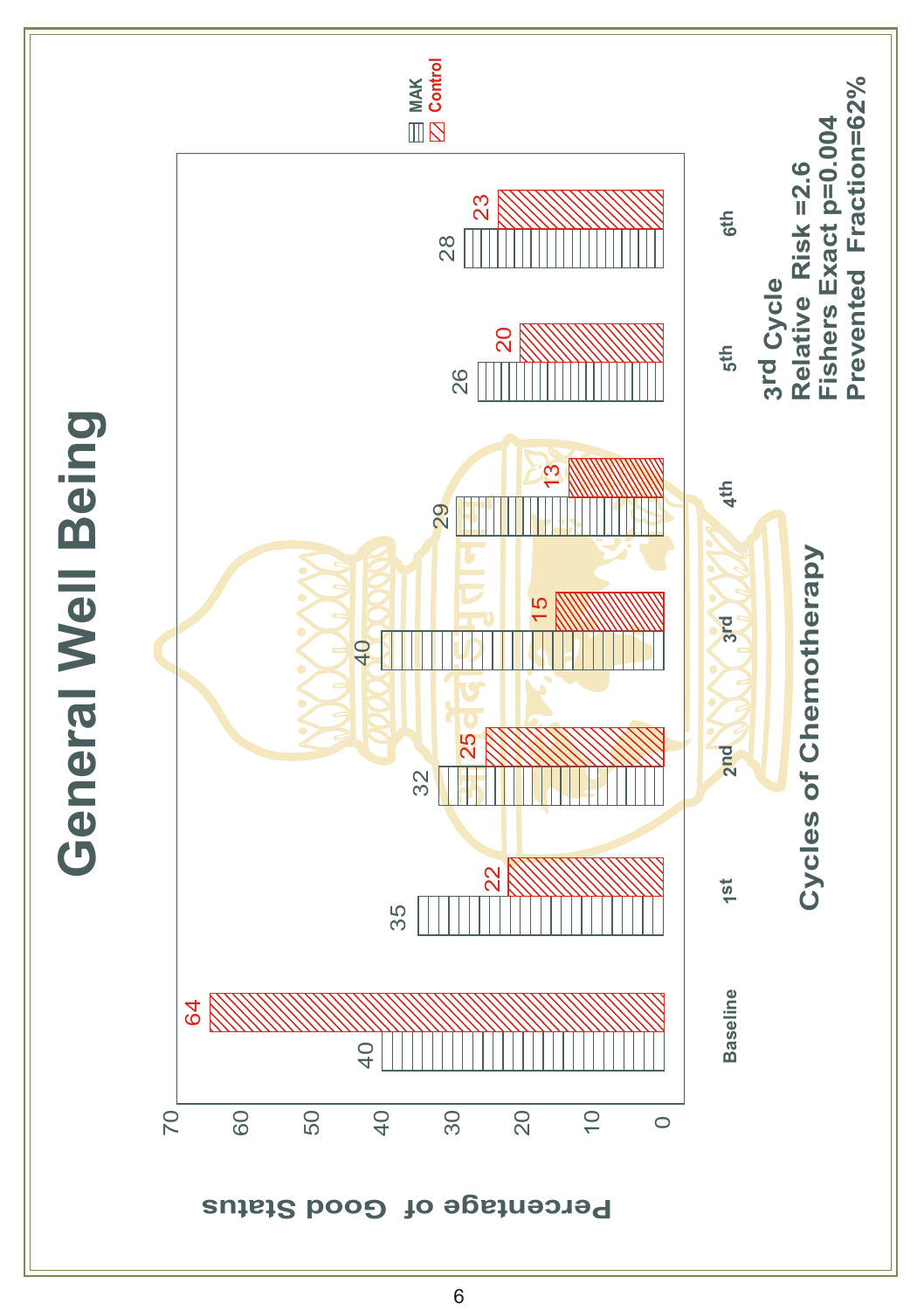# General Well Being

Percentage of Good Status

| Cycles of Chemotherapy | MAK | Control |
|---|---|---|
| Baseline | 40 | 64 |
| 1st | 35 | 22 |
| 2nd | 32 | 25 |
| 3rd | 40 | 15 |
| 4th | 29 | 13 |
| 5th | 26 | 20 |
| 6th | 28 | 23 |

**3rd Cycle**
**Relative Risk =2.6**
**Fishers Exact p=0.004**
**Prevented Fraction=62%**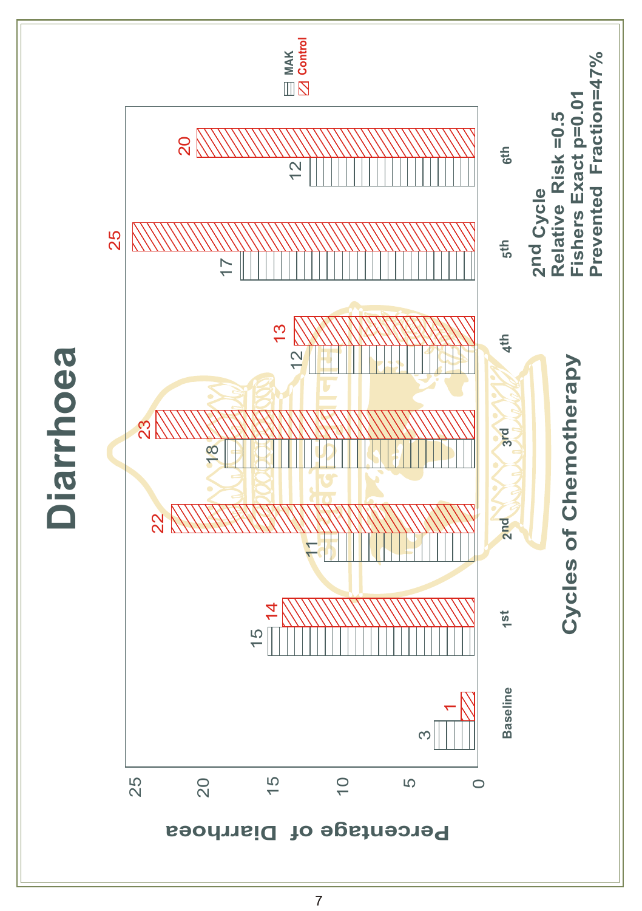# Diarrhoea

| Cycles of Chemotherapy | MAK | Control |
|---|---|---|
| Baseline | 3 | 1 |
| 1st | 15 | 14 |
| 2nd | 11 | 22 |
| 3rd | 18 | 23 |
| 4th | 12 | 13 |
| 5th | 17 | 25 |
| 6th | 12 | 20 |

Percentage of Diarrhoea

**2nd Cycle**
**Relative Risk =0.5**
**Fishers Exact p=0.01**
**Prevented Fraction=47%**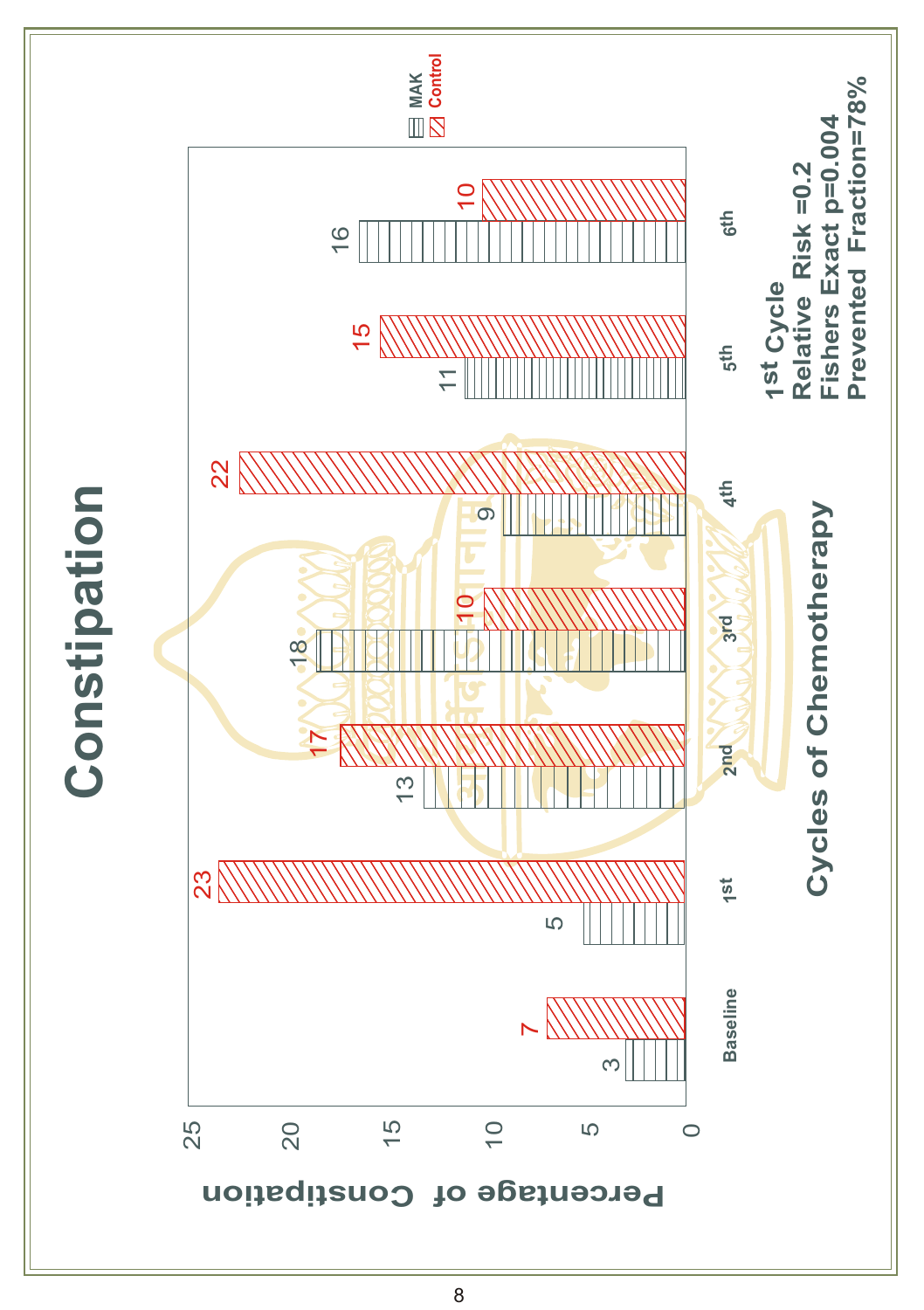# Constipation

| Cycles of Chemotherapy | MAK | Control |
|---|---|---|
| Baseline | 3 | 7 |
| 1st | 5 | 23 |
| 2nd | 13 | 17 |
| 3rd | 18 | 10 |
| 4th | 9 | 22 |
| 5th | 11 | 15 |
| 6th | 16 | 10 |

Percentage of Constipation

**1st Cycle**
**Relative Risk =0.2**
**Fishers Exact p=0.004**
**Prevented Fraction=78%**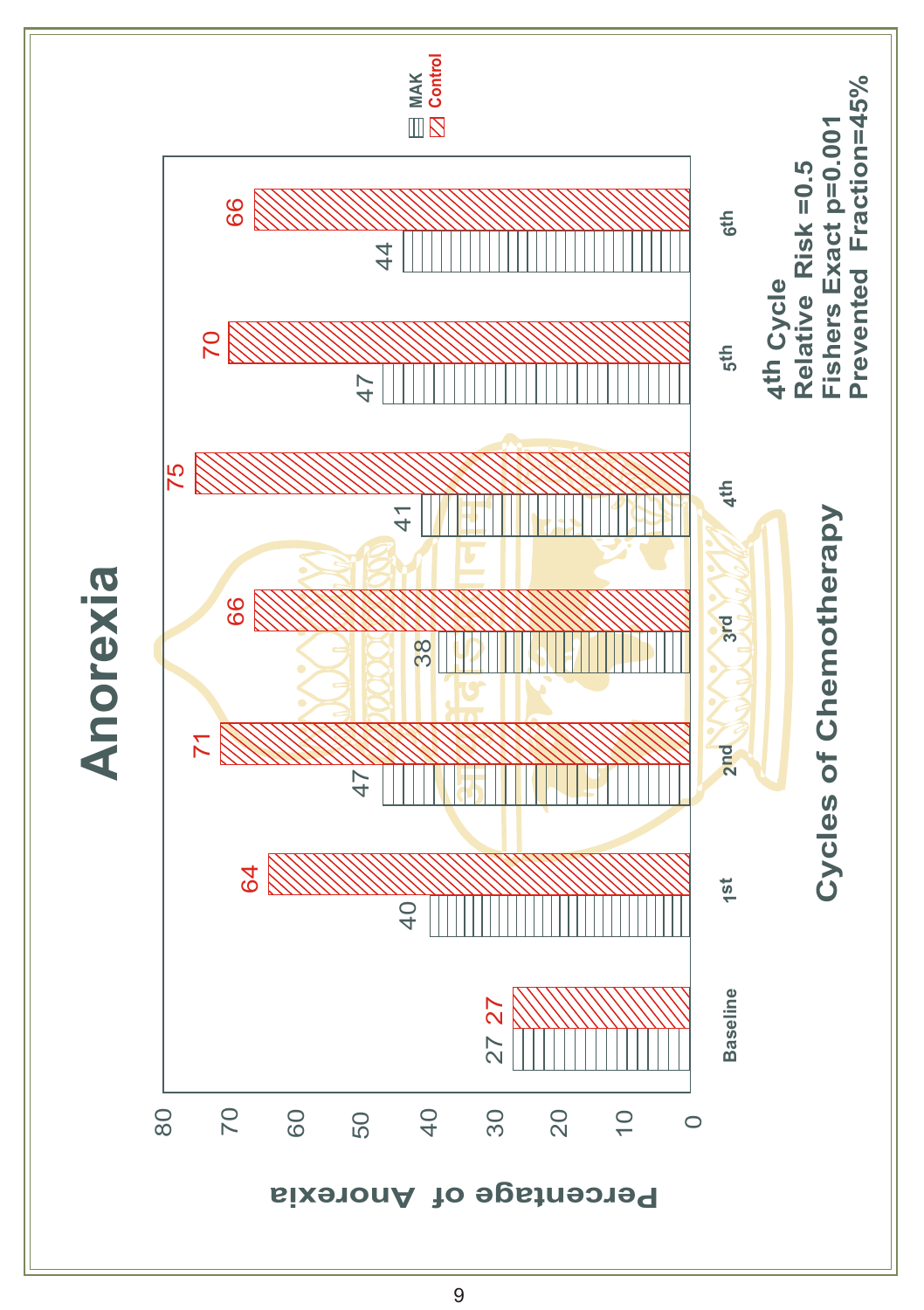# Anorexia

| Cycles of Chemotherapy | MAK | Control |
|---|---|---|
| Baseline | 27 | 27 |
| 1st | 40 | 64 |
| 2nd | 47 | 71 |
| 3rd | 38 | 66 |
| 4th | 41 | 75 |
| 5th | 47 | 70 |
| 6th | 44 | 66 |

Percentage of Anorexia

Cycles of Chemotherapy

**4th Cycle**
**Relative Risk =0.5**
**Fishers Exact p=0.001**
**Prevented Fraction=45%**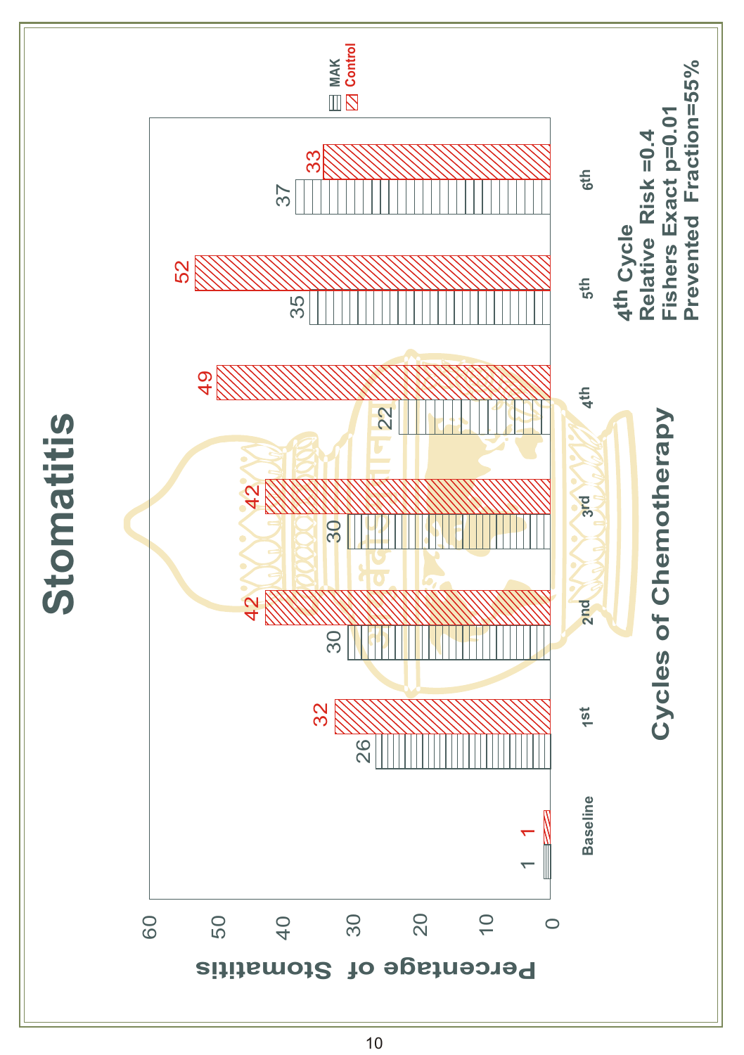# Stomatitis

| Cycles of Chemotherapy | MAK | Control |
|---|---|---|
| Baseline | 1 | 1 |
| 1st | 26 | 32 |
| 2nd | 30 | 42 |
| 3rd | 30 | 42 |
| 4th | 22 | 49 |
| 5th | 35 | 52 |
| 6th | 37 | 33 |

Percentage of Stomatitis

**4th Cycle**
**Relative Risk =0.4**
**Fishers Exact p=0.01**
**Prevented Fraction=55%**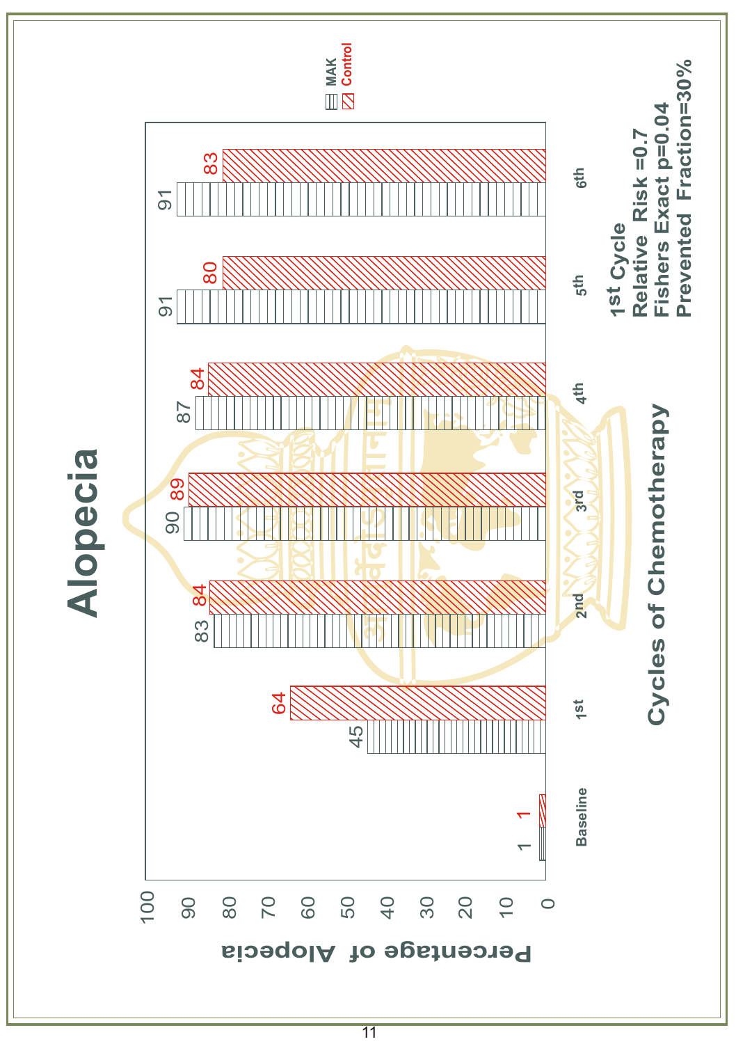# Alopecia

| Cycles of Chemotherapy | MAK (Percentage of Alopecia) | Control (Percentage of Alopecia) |
|---|---|---|
| Baseline | 1 | 1 |
| 1st | 45 | 64 |
| 2nd | 83 | 84 |
| 3rd | 90 | 89 |
| 4th | 87 | 84 |
| 5th | 91 | 80 |
| 6th | 91 | 83 |

**1st Cycle**
**Relative Risk =0.7**
**Fishers Exact p=0.04**
**Prevented Fraction=30%**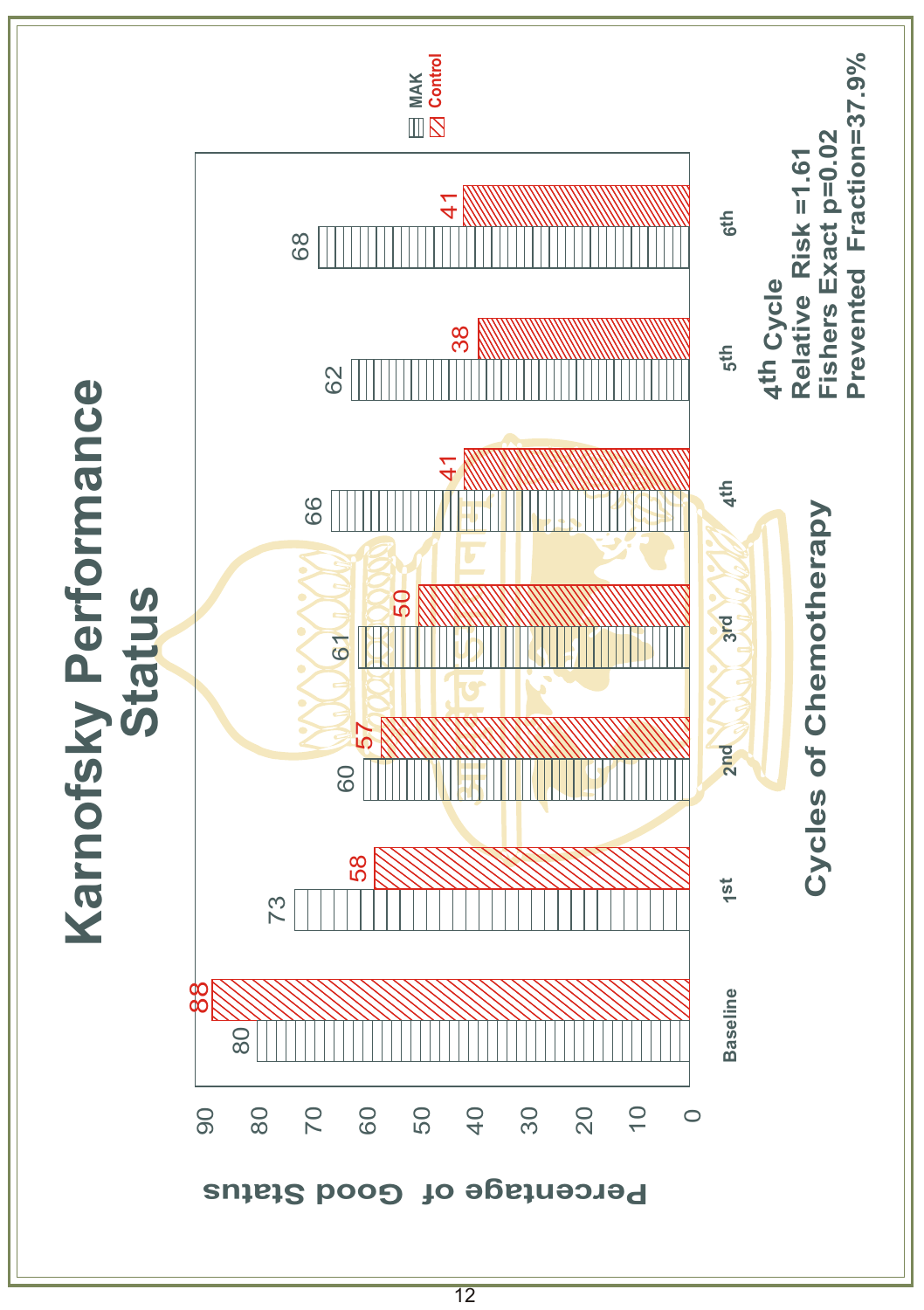# Karnofsky Performance Status

| Cycles of Chemotherapy | MAK | Control |
|---|---|---|
| Baseline | 80 | 88 |
| 1st | 73 | 58 |
| 2nd | 60 | 57 |
| 3rd | 61 | 50 |
| 4th | 66 | 41 |
| 5th | 62 | 38 |
| 6th | 68 | 41 |

Percentage of Good Status

Cycles of Chemotherapy

**4th Cycle**
**Relative Risk =1.61**
**Fishers Exact p=0.02**
**Prevented Fraction=37.9%**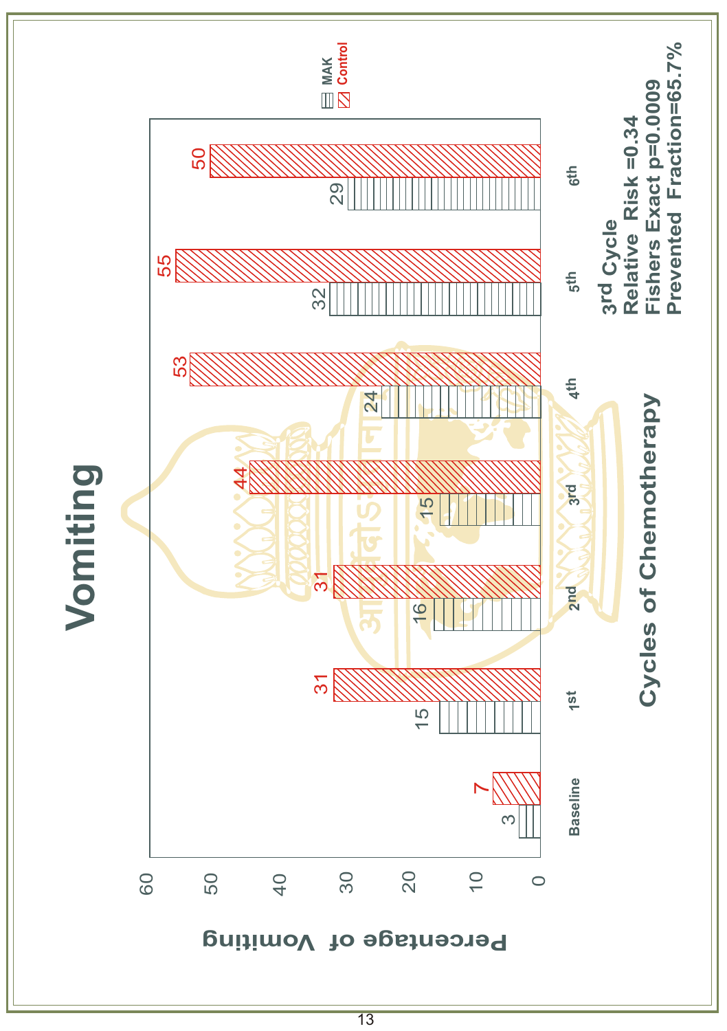# Vomiting

| Cycles of Chemotherapy | MAK | Control |
|---|---|---|
| Baseline | 3 | 7 |
| 1st | 15 | 31 |
| 2nd | 16 | 31 |
| 3rd | 15 | 44 |
| 4th | 24 | 53 |
| 5th | 32 | 55 |
| 6th | 29 | 50 |

Percentage of Vomiting

Cycles of Chemotherapy

**3rd Cycle**
**Relative Risk =0.34**
**Fishers Exact p=0.0009**
**Prevented Fraction=65.7%**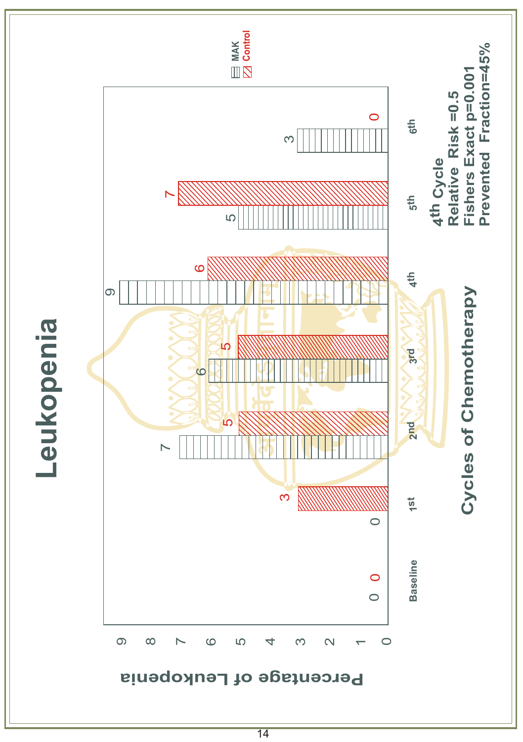# Leukopenia

| Cycles of Chemotherapy | MAK | Control |
|---|---|---|
| Baseline | 0 | 0 |
| 1st | 0 | 3 |
| 2nd | 7 | 5 |
| 3rd | 6 | 5 |
| 4th | 9 | 6 |
| 5th | 5 | 7 |
| 6th | 3 | 0 |

Y-axis: Percentage of Leukopenia

X-axis: Cycles of Chemotherapy

**4th Cycle**
**Relative Risk =0.5**
**Fishers Exact p=0.001**
**Prevented Fraction=45%**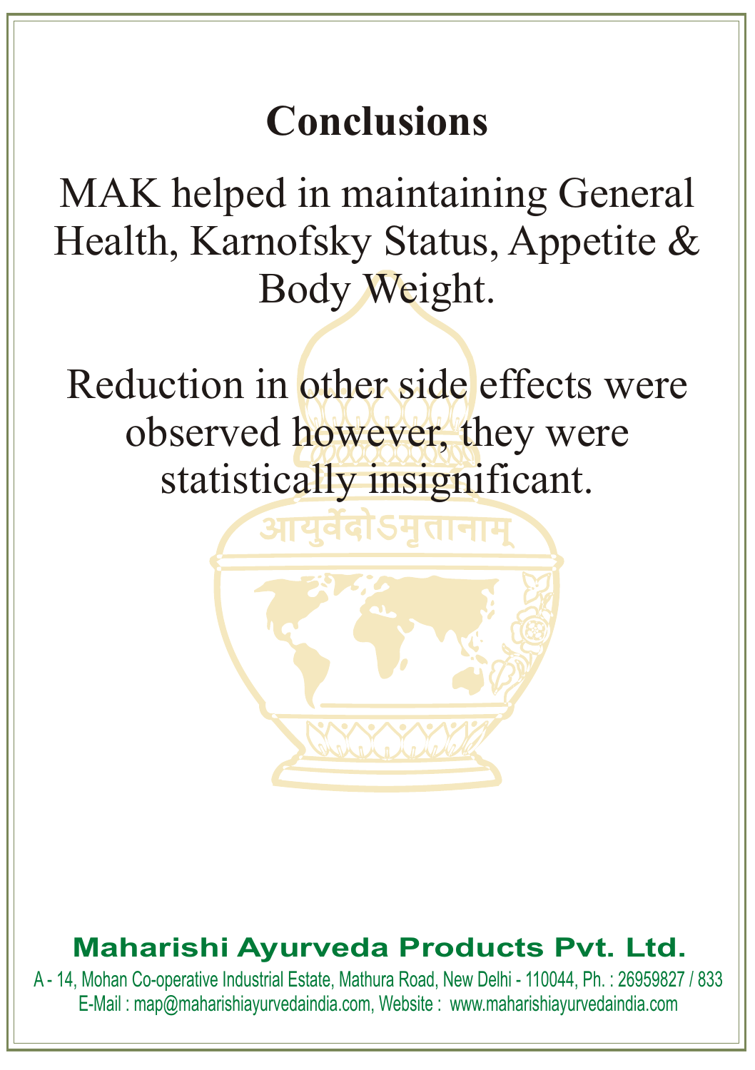# Conclusions

MAK helped in maintaining General Health, Karnofsky Status, Appetite & Body Weight.

Reduction in other side effects were observed however, they were statistically insignificant.

आयुर्वेदोऽमृतानाम्

**Maharishi Ayurveda Products Pvt. Ltd.**

A - 14, Mohan Co-operative Industrial Estate, Mathura Road, New Delhi - 110044, Ph. : 26959827 / 833
E-Mail : map@maharishiayurvedaindia.com, Website : www.maharishiayurvedaindia.com